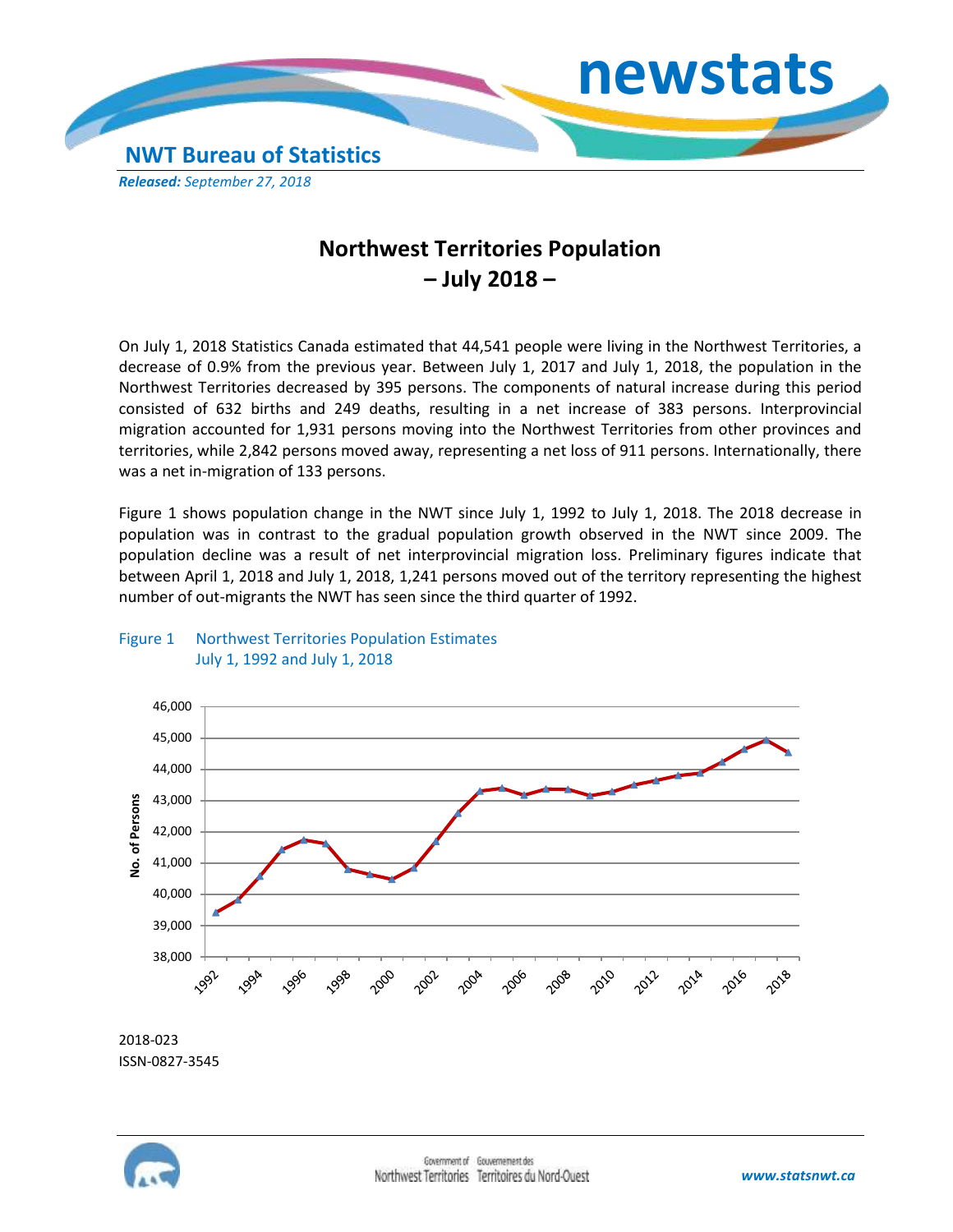NWT Bureau of Statistics

*Released: September 27, 2018*

# Northwest Territories Population
# – July 2018 –

On July 1, 2018 Statistics Canada estimated that 44,541 people were living in the Northwest Territories, a decrease of 0.9% from the previous year. Between July 1, 2017 and July 1, 2018, the population in the Northwest Territories decreased by 395 persons. The components of natural increase during this period consisted of 632 births and 249 deaths, resulting in a net increase of 383 persons. Interprovincial migration accounted for 1,931 persons moving into the Northwest Territories from other provinces and territories, while 2,842 persons moved away, representing a net loss of 911 persons. Internationally, there was a net in-migration of 133 persons.

Figure 1 shows population change in the NWT since July 1, 1992 to July 1, 2018. The 2018 decrease in population was in contrast to the gradual population growth observed in the NWT since 2009. The population decline was a result of net interprovincial migration loss. Preliminary figures indicate that between April 1, 2018 and July 1, 2018, 1,241 persons moved out of the territory representing the highest number of out-migrants the NWT has seen since the third quarter of 1992.

Figure 1 Northwest Territories Population Estimates
July 1, 1992 and July 1, 2018

2018-023
ISSN-0827-3545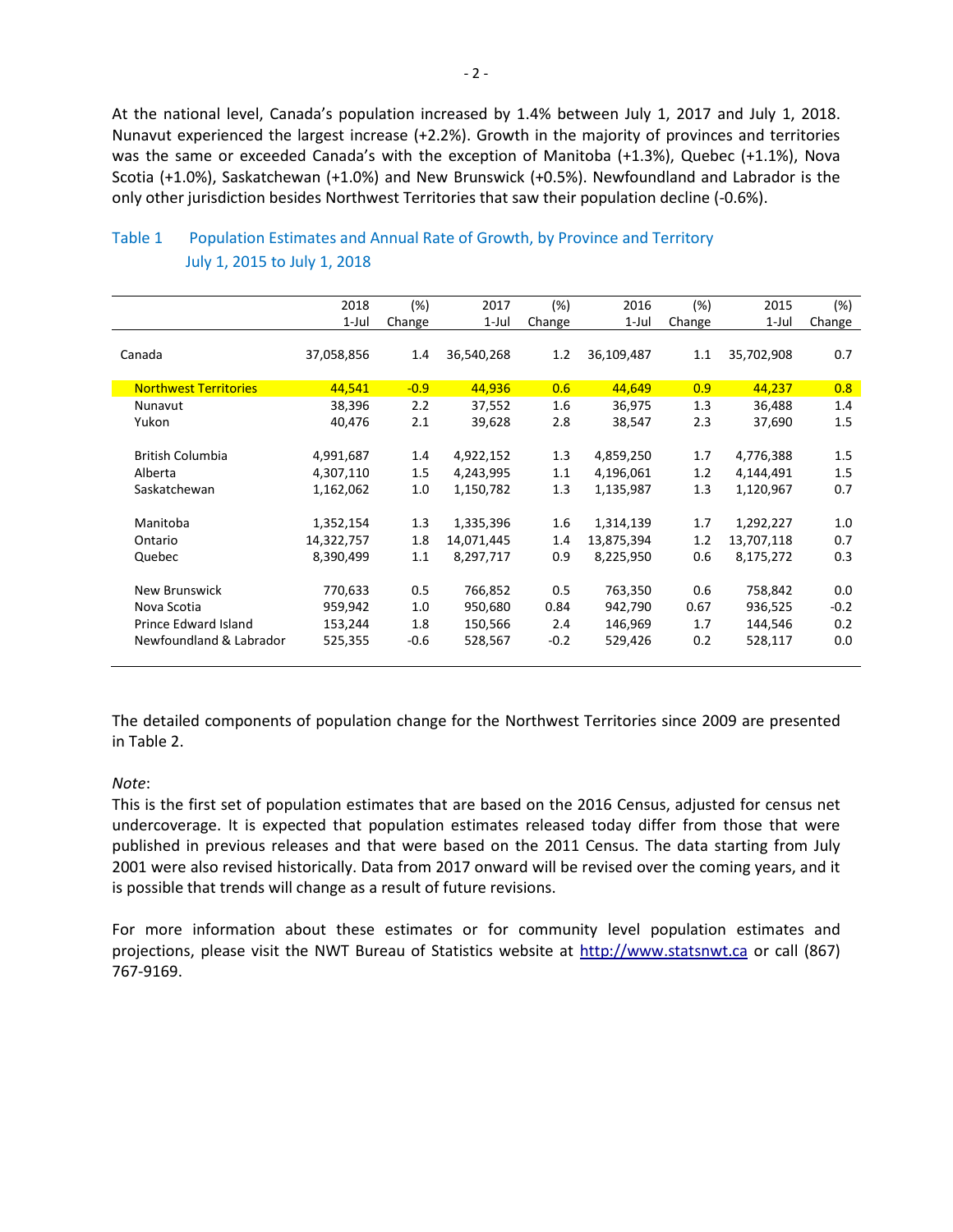At the national level, Canada's population increased by 1.4% between July 1, 2017 and July 1, 2018. Nunavut experienced the largest increase (+2.2%). Growth in the majority of provinces and territories was the same or exceeded Canada's with the exception of Manitoba (+1.3%), Quebec (+1.1%), Nova Scotia (+1.0%), Saskatchewan (+1.0%) and New Brunswick (+0.5%). Newfoundland and Labrador is the only other jurisdiction besides Northwest Territories that saw their population decline (-0.6%).

Table 1 Population Estimates and Annual Rate of Growth, by Province and Territory July 1, 2015 to July 1, 2018

| | 2018 1-Jul | (%) Change | 2017 1-Jul | (%) Change | 2016 1-Jul | (%) Change | 2015 1-Jul | (%) Change |
|---|---|---|---|---|---|---|---|---|
| Canada | 37,058,856 | 1.4 | 36,540,268 | 1.2 | 36,109,487 | 1.1 | 35,702,908 | 0.7 |
| Northwest Territories | 44,541 | -0.9 | 44,936 | 0.6 | 44,649 | 0.9 | 44,237 | 0.8 |
| Nunavut | 38,396 | 2.2 | 37,552 | 1.6 | 36,975 | 1.3 | 36,488 | 1.4 |
| Yukon | 40,476 | 2.1 | 39,628 | 2.8 | 38,547 | 2.3 | 37,690 | 1.5 |
| British Columbia | 4,991,687 | 1.4 | 4,922,152 | 1.3 | 4,859,250 | 1.7 | 4,776,388 | 1.5 |
| Alberta | 4,307,110 | 1.5 | 4,243,995 | 1.1 | 4,196,061 | 1.2 | 4,144,491 | 1.5 |
| Saskatchewan | 1,162,062 | 1.0 | 1,150,782 | 1.3 | 1,135,987 | 1.3 | 1,120,967 | 0.7 |
| Manitoba | 1,352,154 | 1.3 | 1,335,396 | 1.6 | 1,314,139 | 1.7 | 1,292,227 | 1.0 |
| Ontario | 14,322,757 | 1.8 | 14,071,445 | 1.4 | 13,875,394 | 1.2 | 13,707,118 | 0.7 |
| Quebec | 8,390,499 | 1.1 | 8,297,717 | 0.9 | 8,225,950 | 0.6 | 8,175,272 | 0.3 |
| New Brunswick | 770,633 | 0.5 | 766,852 | 0.5 | 763,350 | 0.6 | 758,842 | 0.0 |
| Nova Scotia | 959,942 | 1.0 | 950,680 | 0.84 | 942,790 | 0.67 | 936,525 | -0.2 |
| Prince Edward Island | 153,244 | 1.8 | 150,566 | 2.4 | 146,969 | 1.7 | 144,546 | 0.2 |
| Newfoundland & Labrador | 525,355 | -0.6 | 528,567 | -0.2 | 529,426 | 0.2 | 528,117 | 0.0 |

The detailed components of population change for the Northwest Territories since 2009 are presented in Table 2.

*Note*:
This is the first set of population estimates that are based on the 2016 Census, adjusted for census net undercoverage. It is expected that population estimates released today differ from those that were published in previous releases and that were based on the 2011 Census. The data starting from July 2001 were also revised historically. Data from 2017 onward will be revised over the coming years, and it is possible that trends will change as a result of future revisions.

For more information about these estimates or for community level population estimates and projections, please visit the NWT Bureau of Statistics website at http://www.statsnwt.ca or call (867) 767-9169.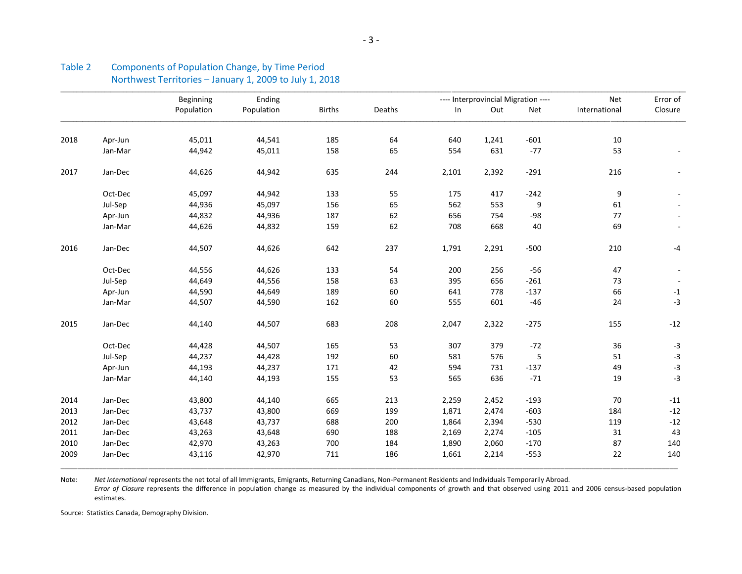## Table 2 Components of Population Change, by Time Period
## Northwest Territories – January 1, 2009 to July 1, 2018

| | | Beginning Population | Ending Population | Births | Deaths | ---- Interprovincial Migration ---- In | Out | Net | Net International | Error of Closure |
|---|---|---|---|---|---|---|---|---|---|---|
| 2018 | Apr-Jun | 45,011 | 44,541 | 185 | 64 | 640 | 1,241 | -601 | 10 | |
| | Jan-Mar | 44,942 | 45,011 | 158 | 65 | 554 | 631 | -77 | 53 | - |
| 2017 | Jan-Dec | 44,626 | 44,942 | 635 | 244 | 2,101 | 2,392 | -291 | 216 | - |
| | Oct-Dec | 45,097 | 44,942 | 133 | 55 | 175 | 417 | -242 | 9 | - |
| | Jul-Sep | 44,936 | 45,097 | 156 | 65 | 562 | 553 | 9 | 61 | - |
| | Apr-Jun | 44,832 | 44,936 | 187 | 62 | 656 | 754 | -98 | 77 | - |
| | Jan-Mar | 44,626 | 44,832 | 159 | 62 | 708 | 668 | 40 | 69 | - |
| 2016 | Jan-Dec | 44,507 | 44,626 | 642 | 237 | 1,791 | 2,291 | -500 | 210 | -4 |
| | Oct-Dec | 44,556 | 44,626 | 133 | 54 | 200 | 256 | -56 | 47 | - |
| | Jul-Sep | 44,649 | 44,556 | 158 | 63 | 395 | 656 | -261 | 73 | - |
| | Apr-Jun | 44,590 | 44,649 | 189 | 60 | 641 | 778 | -137 | 66 | -1 |
| | Jan-Mar | 44,507 | 44,590 | 162 | 60 | 555 | 601 | -46 | 24 | -3 |
| 2015 | Jan-Dec | 44,140 | 44,507 | 683 | 208 | 2,047 | 2,322 | -275 | 155 | -12 |
| | Oct-Dec | 44,428 | 44,507 | 165 | 53 | 307 | 379 | -72 | 36 | -3 |
| | Jul-Sep | 44,237 | 44,428 | 192 | 60 | 581 | 576 | 5 | 51 | -3 |
| | Apr-Jun | 44,193 | 44,237 | 171 | 42 | 594 | 731 | -137 | 49 | -3 |
| | Jan-Mar | 44,140 | 44,193 | 155 | 53 | 565 | 636 | -71 | 19 | -3 |
| 2014 | Jan-Dec | 43,800 | 44,140 | 665 | 213 | 2,259 | 2,452 | -193 | 70 | -11 |
| 2013 | Jan-Dec | 43,737 | 43,800 | 669 | 199 | 1,871 | 2,474 | -603 | 184 | -12 |
| 2012 | Jan-Dec | 43,648 | 43,737 | 688 | 200 | 1,864 | 2,394 | -530 | 119 | -12 |
| 2011 | Jan-Dec | 43,263 | 43,648 | 690 | 188 | 2,169 | 2,274 | -105 | 31 | 43 |
| 2010 | Jan-Dec | 42,970 | 43,263 | 700 | 184 | 1,890 | 2,060 | -170 | 87 | 140 |
| 2009 | Jan-Dec | 43,116 | 42,970 | 711 | 186 | 1,661 | 2,214 | -553 | 22 | 140 |

Note: *Net International* represents the net total of all Immigrants, Emigrants, Returning Canadians, Non-Permanent Residents and Individuals Temporarily Abroad.
*Error of Closure* represents the difference in population change as measured by the individual components of growth and that observed using 2011 and 2006 census-based population estimates.

Source: Statistics Canada, Demography Division.